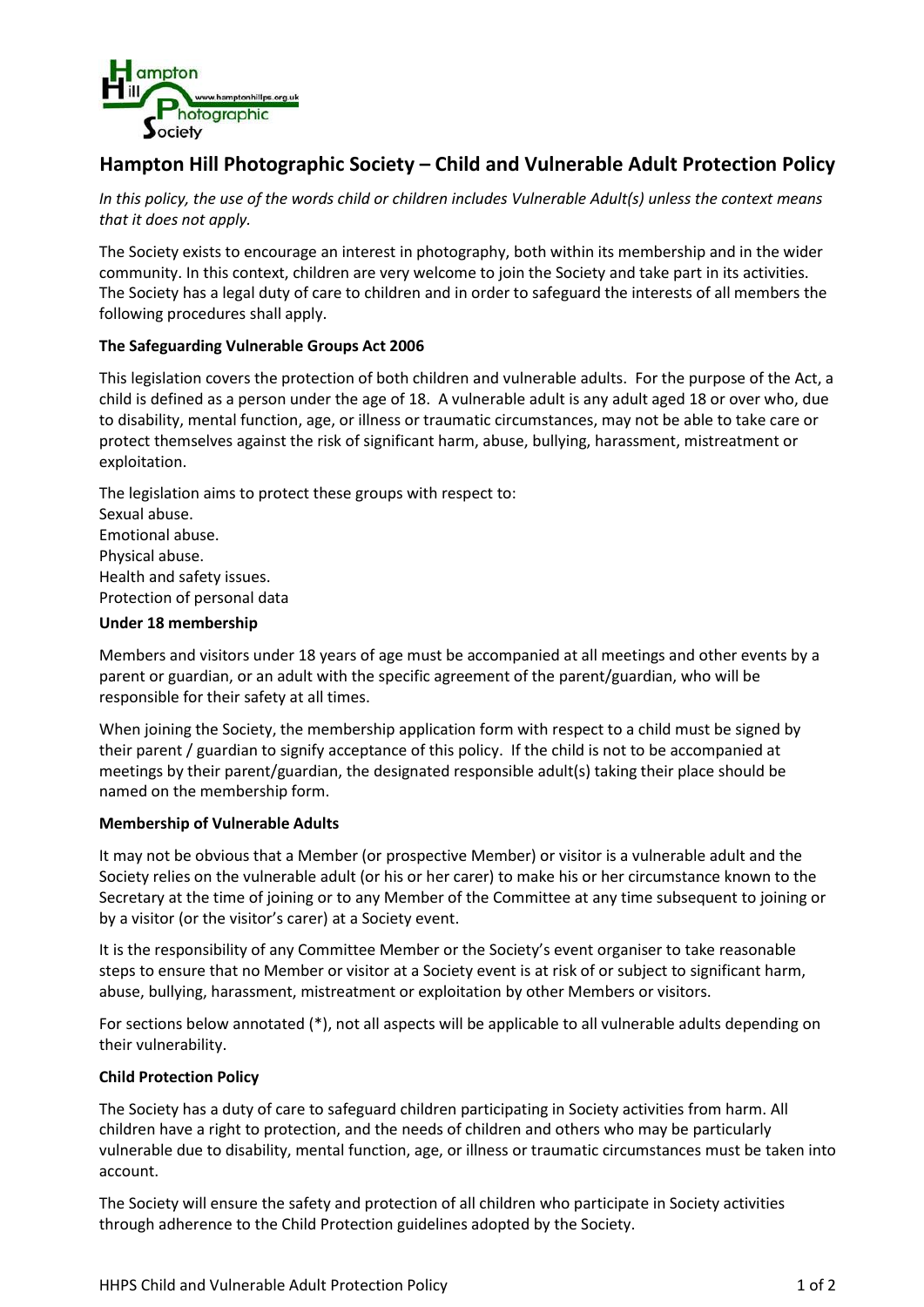# Hampton Hill Photographic Society – Child and Vulnerable Adult Protection Policy

*In this policy, the use of the words child or children includes Vulnerable Adult(s) unless the context means that it does not apply.*

The Society exists to encourage an interest in photography, both within its membership and in the wider community. In this context, children are very welcome to join the Society and take part in its activities. The Society has a legal duty of care to children and in order to safeguard the interests of all members the following procedures shall apply.

### The Safeguarding Vulnerable Groups Act 2006

This legislation covers the protection of both children and vulnerable adults. For the purpose of the Act, a child is defined as a person under the age of 18. A vulnerable adult is any adult aged 18 or over who, due to disability, mental function, age, or illness or traumatic circumstances, may not be able to take care or protect themselves against the risk of significant harm, abuse, bullying, harassment, mistreatment or exploitation.

The legislation aims to protect these groups with respect to:
Sexual abuse.
Emotional abuse.
Physical abuse.
Health and safety issues.
Protection of personal data

### Under 18 membership

Members and visitors under 18 years of age must be accompanied at all meetings and other events by a parent or guardian, or an adult with the specific agreement of the parent/guardian, who will be responsible for their safety at all times.

When joining the Society, the membership application form with respect to a child must be signed by their parent / guardian to signify acceptance of this policy. If the child is not to be accompanied at meetings by their parent/guardian, the designated responsible adult(s) taking their place should be named on the membership form.

### Membership of Vulnerable Adults

It may not be obvious that a Member (or prospective Member) or visitor is a vulnerable adult and the Society relies on the vulnerable adult (or his or her carer) to make his or her circumstance known to the Secretary at the time of joining or to any Member of the Committee at any time subsequent to joining or by a visitor (or the visitor's carer) at a Society event.

It is the responsibility of any Committee Member or the Society's event organiser to take reasonable steps to ensure that no Member or visitor at a Society event is at risk of or subject to significant harm, abuse, bullying, harassment, mistreatment or exploitation by other Members or visitors.

For sections below annotated (*), not all aspects will be applicable to all vulnerable adults depending on their vulnerability.

### Child Protection Policy

The Society has a duty of care to safeguard children participating in Society activities from harm. All children have a right to protection, and the needs of children and others who may be particularly vulnerable due to disability, mental function, age, or illness or traumatic circumstances must be taken into account.

The Society will ensure the safety and protection of all children who participate in Society activities through adherence to the Child Protection guidelines adopted by the Society.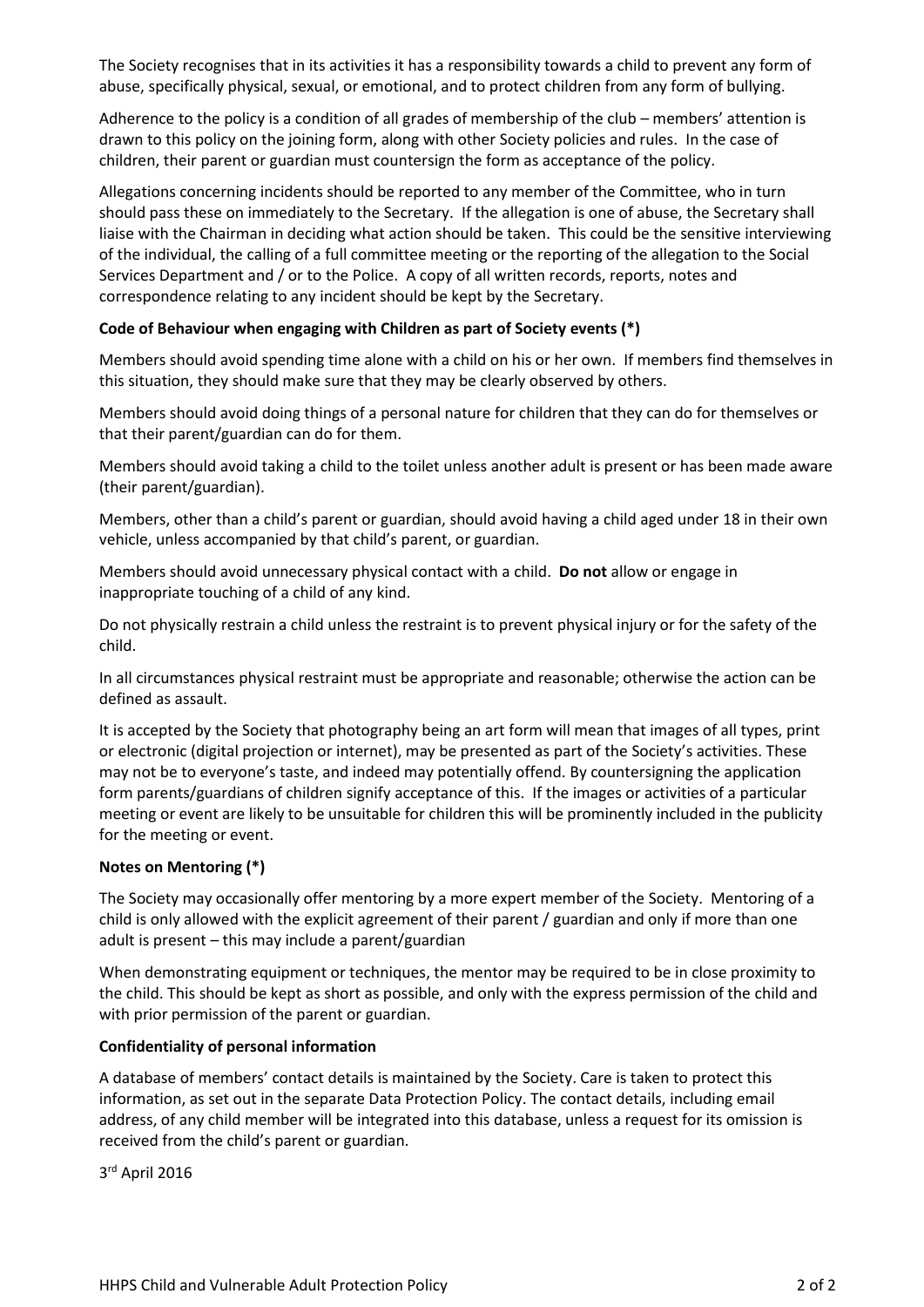The Society recognises that in its activities it has a responsibility towards a child to prevent any form of abuse, specifically physical, sexual, or emotional, and to protect children from any form of bullying.

Adherence to the policy is a condition of all grades of membership of the club – members' attention is drawn to this policy on the joining form, along with other Society policies and rules. In the case of children, their parent or guardian must countersign the form as acceptance of the policy.

Allegations concerning incidents should be reported to any member of the Committee, who in turn should pass these on immediately to the Secretary. If the allegation is one of abuse, the Secretary shall liaise with the Chairman in deciding what action should be taken. This could be the sensitive interviewing of the individual, the calling of a full committee meeting or the reporting of the allegation to the Social Services Department and / or to the Police. A copy of all written records, reports, notes and correspondence relating to any incident should be kept by the Secretary.

**Code of Behaviour when engaging with Children as part of Society events (*)**

Members should avoid spending time alone with a child on his or her own. If members find themselves in this situation, they should make sure that they may be clearly observed by others.

Members should avoid doing things of a personal nature for children that they can do for themselves or that their parent/guardian can do for them.

Members should avoid taking a child to the toilet unless another adult is present or has been made aware (their parent/guardian).

Members, other than a child's parent or guardian, should avoid having a child aged under 18 in their own vehicle, unless accompanied by that child's parent, or guardian.

Members should avoid unnecessary physical contact with a child. **Do not** allow or engage in inappropriate touching of a child of any kind.

Do not physically restrain a child unless the restraint is to prevent physical injury or for the safety of the child.

In all circumstances physical restraint must be appropriate and reasonable; otherwise the action can be defined as assault.

It is accepted by the Society that photography being an art form will mean that images of all types, print or electronic (digital projection or internet), may be presented as part of the Society's activities. These may not be to everyone's taste, and indeed may potentially offend. By countersigning the application form parents/guardians of children signify acceptance of this. If the images or activities of a particular meeting or event are likely to be unsuitable for children this will be prominently included in the publicity for the meeting or event.

**Notes on Mentoring (*)**

The Society may occasionally offer mentoring by a more expert member of the Society. Mentoring of a child is only allowed with the explicit agreement of their parent / guardian and only if more than one adult is present – this may include a parent/guardian

When demonstrating equipment or techniques, the mentor may be required to be in close proximity to the child. This should be kept as short as possible, and only with the express permission of the child and with prior permission of the parent or guardian.

**Confidentiality of personal information**

A database of members' contact details is maintained by the Society. Care is taken to protect this information, as set out in the separate Data Protection Policy. The contact details, including email address, of any child member will be integrated into this database, unless a request for its omission is received from the child's parent or guardian.

3rd April 2016